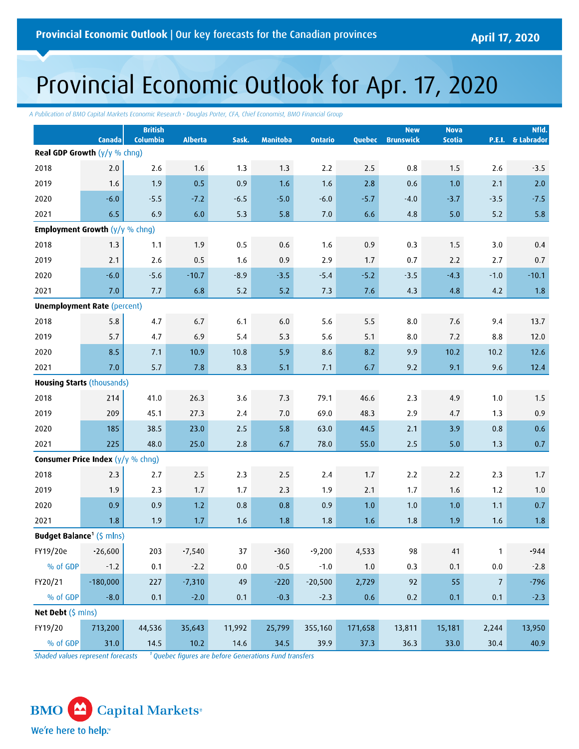**Provincial Economic Outlook** | Our key forecasts for the Canadian provinces

April 17, 2020

# Provincial Economic Outlook for Apr. 17, 2020

*A Publication of BMO Capital Markets Economic Research • Douglas Porter, CFA, Chief Economist, BMO Financial Group*

| | Canada | British Columbia | Alberta | Sask. | Manitoba | Ontario | Quebec | New Brunswick | Nova Scotia | P.E.I. | Nfld. & Labrador |
|---|---|---|---|---|---|---|---|---|---|---|---|
| **Real GDP Growth** (y/y % chng) | | | | | | | | | | | |
| 2018 | 2.0 | 2.6 | 1.6 | 1.3 | 1.3 | 2.2 | 2.5 | 0.8 | 1.5 | 2.6 | -3.5 |
| 2019 | 1.6 | 1.9 | 0.5 | 0.9 | 1.6 | 1.6 | 2.8 | 0.6 | 1.0 | 2.1 | 2.0 |
| 2020 | -6.0 | -5.5 | -7.2 | -6.5 | -5.0 | -6.0 | -5.7 | -4.0 | -3.7 | -3.5 | -7.5 |
| 2021 | 6.5 | 6.9 | 6.0 | 5.3 | 5.8 | 7.0 | 6.6 | 4.8 | 5.0 | 5.2 | 5.8 |
| **Employment Growth** (y/y % chng) | | | | | | | | | | | |
| 2018 | 1.3 | 1.1 | 1.9 | 0.5 | 0.6 | 1.6 | 0.9 | 0.3 | 1.5 | 3.0 | 0.4 |
| 2019 | 2.1 | 2.6 | 0.5 | 1.6 | 0.9 | 2.9 | 1.7 | 0.7 | 2.2 | 2.7 | 0.7 |
| 2020 | -6.0 | -5.6 | -10.7 | -8.9 | -3.5 | -5.4 | -5.2 | -3.5 | -4.3 | -1.0 | -10.1 |
| 2021 | 7.0 | 7.7 | 6.8 | 5.2 | 5.2 | 7.3 | 7.6 | 4.3 | 4.8 | 4.2 | 1.8 |
| **Unemployment Rate** (percent) | | | | | | | | | | | |
| 2018 | 5.8 | 4.7 | 6.7 | 6.1 | 6.0 | 5.6 | 5.5 | 8.0 | 7.6 | 9.4 | 13.7 |
| 2019 | 5.7 | 4.7 | 6.9 | 5.4 | 5.3 | 5.6 | 5.1 | 8.0 | 7.2 | 8.8 | 12.0 |
| 2020 | 8.5 | 7.1 | 10.9 | 10.8 | 5.9 | 8.6 | 8.2 | 9.9 | 10.2 | 10.2 | 12.6 |
| 2021 | 7.0 | 5.7 | 7.8 | 8.3 | 5.1 | 7.1 | 6.7 | 9.2 | 9.1 | 9.6 | 12.4 |
| **Housing Starts** (thousands) | | | | | | | | | | | |
| 2018 | 214 | 41.0 | 26.3 | 3.6 | 7.3 | 79.1 | 46.6 | 2.3 | 4.9 | 1.0 | 1.5 |
| 2019 | 209 | 45.1 | 27.3 | 2.4 | 7.0 | 69.0 | 48.3 | 2.9 | 4.7 | 1.3 | 0.9 |
| 2020 | 185 | 38.5 | 23.0 | 2.5 | 5.8 | 63.0 | 44.5 | 2.1 | 3.9 | 0.8 | 0.6 |
| 2021 | 225 | 48.0 | 25.0 | 2.8 | 6.7 | 78.0 | 55.0 | 2.5 | 5.0 | 1.3 | 0.7 |
| **Consumer Price Index** (y/y % chng) | | | | | | | | | | | |
| 2018 | 2.3 | 2.7 | 2.5 | 2.3 | 2.5 | 2.4 | 1.7 | 2.2 | 2.2 | 2.3 | 1.7 |
| 2019 | 1.9 | 2.3 | 1.7 | 1.7 | 2.3 | 1.9 | 2.1 | 1.7 | 1.6 | 1.2 | 1.0 |
| 2020 | 0.9 | 0.9 | 1.2 | 0.8 | 0.8 | 0.9 | 1.0 | 1.0 | 1.0 | 1.1 | 0.7 |
| 2021 | 1.8 | 1.9 | 1.7 | 1.6 | 1.8 | 1.8 | 1.6 | 1.8 | 1.9 | 1.6 | 1.8 |
| **Budget Balance**[1] ($ mlns) | | | | | | | | | | | |
| FY19/20e | -26,600 | 203 | -7,540 | 37 | -360 | -9,200 | 4,533 | 98 | 41 | 1 | -944 |
| % of GDP | -1.2 | 0.1 | -2.2 | 0.0 | -0.5 | -1.0 | 1.0 | 0.3 | 0.1 | 0.0 | -2.8 |
| FY20/21 | -180,000 | 227 | -7,310 | 49 | -220 | -20,500 | 2,729 | 92 | 55 | 7 | -796 |
| % of GDP | -8.0 | 0.1 | -2.0 | 0.1 | -0.3 | -2.3 | 0.6 | 0.2 | 0.1 | 0.1 | -2.3 |
| **Net Debt** ($ mlns) | | | | | | | | | | | |
| FY19/20 | 713,200 | 44,536 | 35,643 | 11,992 | 25,799 | 355,160 | 171,658 | 13,811 | 15,181 | 2,244 | 13,950 |
| % of GDP | 31.0 | 14.5 | 10.2 | 14.6 | 34.5 | 39.9 | 37.3 | 36.3 | 33.0 | 30.4 | 40.9 |

*Shaded values represent forecasts*   [1] *Quebec figures are before Generations Fund transfers*

BMO Capital Markets
We're here to help.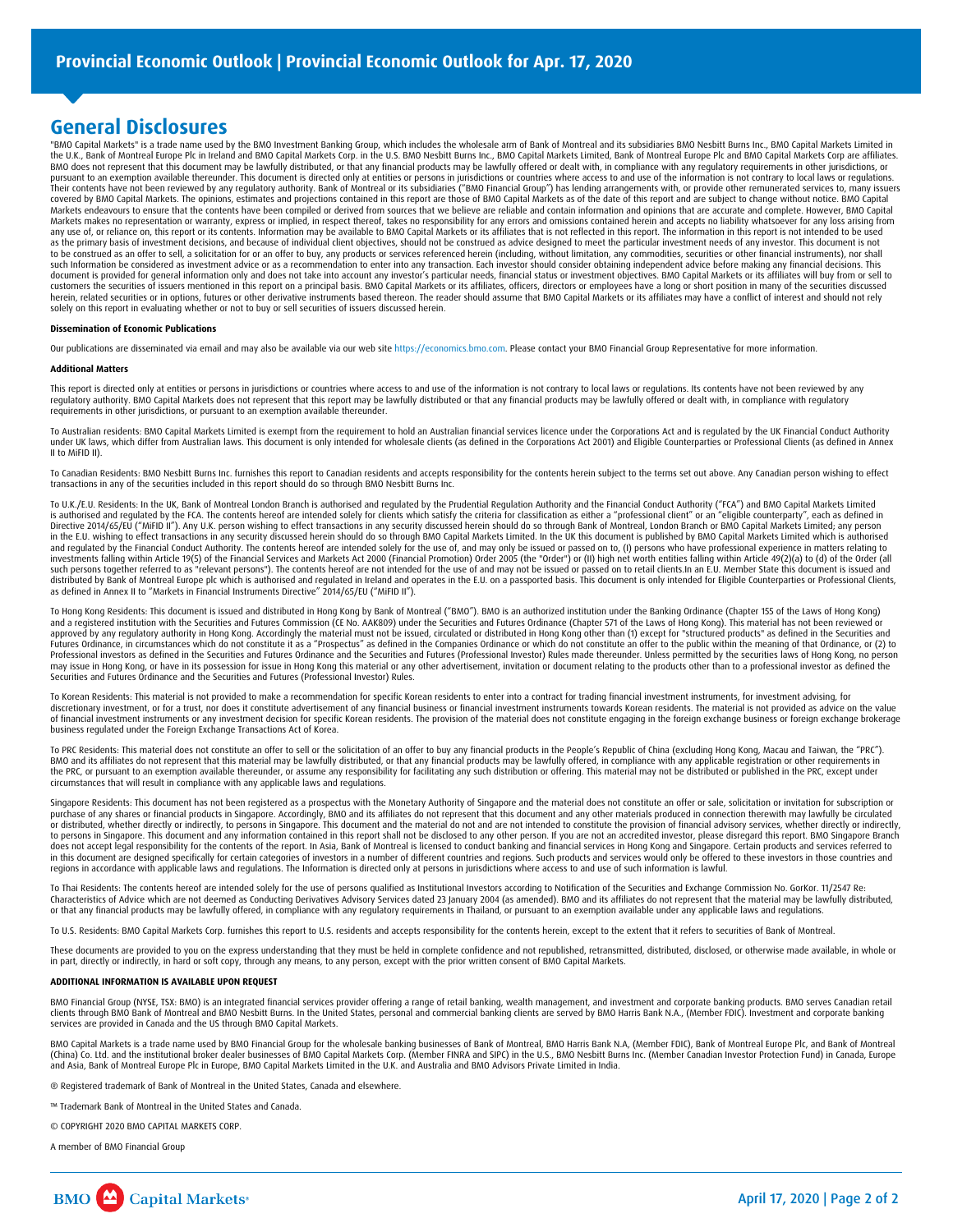# General Disclosures

"BMO Capital Markets" is a trade name used by the BMO Investment Banking Group, which includes the wholesale arm of Bank of Montreal and its subsidiaries BMO Nesbitt Burns Inc., BMO Capital Markets Limited in the U.K., Bank of Montreal Europe Plc in Ireland and BMO Capital Markets Corp. in the U.S. BMO Nesbitt Burns Inc., BMO Capital Markets Limited, Bank of Montreal Europe Plc and BMO Capital Markets Corp are affiliates. BMO does not represent that this document may be lawfully distributed, or that any financial products may be lawfully offered or dealt with, in compliance with any regulatory requirements in other jurisdictions, or pursuant to an exemption available thereunder. This document is directed only at entities or persons in jurisdictions or countries where access to and use of the information is not contrary to local laws or regulations. Their contents have not been reviewed by any regulatory authority. Bank of Montreal or its subsidiaries ("BMO Financial Group") has lending arrangements with, or provide other remunerated services to, many issuers covered by BMO Capital Markets. The opinions, estimates and projections contained in this report are those of BMO Capital Markets as of the date of this report and are subject to change without notice. BMO Capital Markets endeavours to ensure that the contents have been compiled or derived from sources that we believe are reliable and contain information and opinions that are accurate and complete. However, BMO Capital Markets makes no representation or warranty, express or implied, in respect thereof, takes no responsibility for any errors and omissions contained herein and accepts no liability whatsoever for any loss arising from any use of, or reliance on, this report or its contents. Information may be available to BMO Capital Markets or its affiliates that is not reflected in this report. The information in this report is not intended to be used as the primary basis of investment decisions, and because of individual client objectives, should not be construed as advice designed to meet the particular investment needs of any investor. This document is not to be construed as an offer to sell, a solicitation for or an offer to buy, any products or services referenced herein (including, without limitation, any commodities, securities or other financial instruments), nor shall such Information be considered as investment advice or as a recommendation to enter into any transaction. Each investor should consider obtaining independent advice before making any financial decisions. This document is provided for general information only and does not take into account any investor's particular needs, financial status or investment objectives. BMO Capital Markets or its affiliates will buy from or sell to customers the securities of issuers mentioned in this report on a principal basis. BMO Capital Markets or its affiliates, officers, directors or employees have a long or short position in many of the securities discussed herein, related securities or in options, futures or other derivative instruments based thereon. The reader should assume that BMO Capital Markets or its affiliates may have a conflict of interest and should not rely solely on this report in evaluating whether or not to buy or sell securities of issuers discussed herein.

**Dissemination of Economic Publications**

Our publications are disseminated via email and may also be available via our web site https://economics.bmo.com. Please contact your BMO Financial Group Representative for more information.

**Additional Matters**

This report is directed only at entities or persons in jurisdictions or countries where access to and use of the information is not contrary to local laws or regulations. Its contents have not been reviewed by any regulatory authority. BMO Capital Markets does not represent that this report may be lawfully distributed or that any financial products may be lawfully offered or dealt with, in compliance with regulatory requirements in other jurisdictions, or pursuant to an exemption available thereunder.

To Australian residents: BMO Capital Markets Limited is exempt from the requirement to hold an Australian financial services licence under the Corporations Act and is regulated by the UK Financial Conduct Authority under UK laws, which differ from Australian laws. This document is only intended for wholesale clients (as defined in the Corporations Act 2001) and Eligible Counterparties or Professional Clients (as defined in Annex II to MiFID II).

To Canadian Residents: BMO Nesbitt Burns Inc. furnishes this report to Canadian residents and accepts responsibility for the contents herein subject to the terms set out above. Any Canadian person wishing to effect transactions in any of the securities included in this report should do so through BMO Nesbitt Burns Inc.

To U.K./E.U. Residents: In the UK, Bank of Montreal London Branch is authorised and regulated by the Prudential Regulation Authority and the Financial Conduct Authority ("FCA") and BMO Capital Markets Limited is authorised and regulated by the FCA. The contents hereof are intended solely for clients which satisfy the criteria for classification as either a "professional client" or an "eligible counterparty", each as defined in Directive 2014/65/EU ("MiFID II"). Any U.K. person wishing to effect transactions in any security discussed herein should do so through Bank of Montreal, London Branch or BMO Capital Markets Limited; any person in the E.U. wishing to effect transactions in any security discussed herein should do so through BMO Capital Markets Limited. In the UK this document is published by BMO Capital Markets Limited which is authorised and regulated by the Financial Conduct Authority. The contents hereof are intended solely for the use of, and may only be issued or passed on to, (I) persons who have professional experience in matters relating to investments falling within Article 19(5) of the Financial Services and Markets Act 2000 (Financial Promotion) Order 2005 (the "Order") or (II) high net worth entities falling within Article 49(2)(a) to (d) of the Order (all such persons together referred to as "relevant persons"). The contents hereof are not intended for the use of and may not be issued or passed on to retail clients.In an E.U. Member State this document is issued and distributed by Bank of Montreal Europe plc which is authorised and regulated in Ireland and operates in the E.U. on a passported basis. This document is only intended for Eligible Counterparties or Professional Clients, as defined in Annex II to "Markets in Financial Instruments Directive" 2014/65/EU ("MiFID II").

To Hong Kong Residents: This document is issued and distributed in Hong Kong by Bank of Montreal ("BMO"). BMO is an authorized institution under the Banking Ordinance (Chapter 155 of the Laws of Hong Kong) and a registered institution with the Securities and Futures Commission (CE No. AAK809) under the Securities and Futures Ordinance (Chapter 571 of the Laws of Hong Kong). This material has not been reviewed or approved by any regulatory authority in Hong Kong. Accordingly the material must not be issued, circulated or distributed in Hong Kong other than (1) except for "structured products" as defined in the Securities and Futures Ordinance, in circumstances which do not constitute it as a "Prospectus" as defined in the Companies Ordinance or which do not constitute an offer to the public within the meaning of that Ordinance, or (2) to Professional investors as defined in the Securities and Futures Ordinance and the Securities and Futures (Professional Investor) Rules made thereunder. Unless permitted by the securities laws of Hong Kong, no person may issue in Hong Kong, or have in its possession for issue in Hong Kong this material or any other advertisement, invitation or document relating to the products other than to a professional investor as defined the Securities and Futures Ordinance and the Securities and Futures (Professional Investor) Rules.

To Korean Residents: This material is not provided to make a recommendation for specific Korean residents to enter into a contract for trading financial investment instruments, for investment advising, for discretionary investment, or for a trust, nor does it constitute advertisement of any financial business or financial investment instruments towards Korean residents. The material is not provided as advice on the value of financial investment instruments or any investment decision for specific Korean residents. The provision of the material does not constitute engaging in the foreign exchange business or foreign exchange brokerage business regulated under the Foreign Exchange Transactions Act of Korea.

To PRC Residents: This material does not constitute an offer to sell or the solicitation of an offer to buy any financial products in the People's Republic of China (excluding Hong Kong, Macau and Taiwan, the "PRC"). BMO and its affiliates do not represent that this material may be lawfully distributed, or that any financial products may be lawfully offered, in compliance with any applicable registration or other requirements in the PRC, or pursuant to an exemption available thereunder, or assume any responsibility for facilitating any such distribution or offering. This material may not be distributed or published in the PRC, except under circumstances that will result in compliance with any applicable laws and regulations.

Singapore Residents: This document has not been registered as a prospectus with the Monetary Authority of Singapore and the material does not constitute an offer or sale, solicitation or invitation for subscription or purchase of any shares or financial products in Singapore. Accordingly, BMO and its affiliates do not represent that this document and any other materials produced in connection therewith may lawfully be circulated or distributed, whether directly or indirectly, to persons in Singapore. This document and the material do not and are not intended to constitute the provision of financial advisory services, whether directly or indirectly, to persons in Singapore. This document and any information contained in this report shall not be disclosed to any other person. If you are not an accredited investor, please disregard this report. BMO Singapore Branch does not accept legal responsibility for the contents of the report. In Asia, Bank of Montreal is licensed to conduct banking and financial services in Hong Kong and Singapore. Certain products and services referred to in this document are designed specifically for certain categories of investors in a number of different countries and regions. Such products and services would only be offered to these investors in those countries and regions in accordance with applicable laws and regulations. The Information is directed only at persons in jurisdictions where access to and use of such information is lawful.

To Thai Residents: The contents hereof are intended solely for the use of persons qualified as Institutional Investors according to Notification of the Securities and Exchange Commission No. GorKor. 11/2547 Re: Characteristics of Advice which are not deemed as Conducting Derivatives Advisory Services dated 23 January 2004 (as amended). BMO and its affiliates do not represent that the material may be lawfully distributed, or that any financial products may be lawfully offered, in compliance with any regulatory requirements in Thailand, or pursuant to an exemption available under any applicable laws and regulations.

To U.S. Residents: BMO Capital Markets Corp. furnishes this report to U.S. residents and accepts responsibility for the contents herein, except to the extent that it refers to securities of Bank of Montreal.

These documents are provided to you on the express understanding that they must be held in complete confidence and not republished, retransmitted, distributed, disclosed, or otherwise made available, in whole or in part, directly or indirectly, in hard or soft copy, through any means, to any person, except with the prior written consent of BMO Capital Markets.

**ADDITIONAL INFORMATION IS AVAILABLE UPON REQUEST**

BMO Financial Group (NYSE, TSX: BMO) is an integrated financial services provider offering a range of retail banking, wealth management, and investment and corporate banking products. BMO serves Canadian retail clients through BMO Bank of Montreal and BMO Nesbitt Burns. In the United States, personal and commercial banking clients are served by BMO Harris Bank N.A., (Member FDIC). Investment and corporate banking services are provided in Canada and the US through BMO Capital Markets.

BMO Capital Markets is a trade name used by BMO Financial Group for the wholesale banking businesses of Bank of Montreal, BMO Harris Bank N.A, (Member FDIC), Bank of Montreal Europe Plc, and Bank of Montreal (China) Co. Ltd. and the institutional broker dealer businesses of BMO Capital Markets Corp. (Member FINRA and SIPC) in the U.S., BMO Nesbitt Burns Inc. (Member Canadian Investor Protection Fund) in Canada, Europe and Asia, Bank of Montreal Europe Plc in Europe, BMO Capital Markets Limited in the U.K. and Australia and BMO Advisors Private Limited in India.

® Registered trademark of Bank of Montreal in the United States, Canada and elsewhere.

™ Trademark Bank of Montreal in the United States and Canada.

© COPYRIGHT 2020 BMO CAPITAL MARKETS CORP.

A member of BMO Financial Group